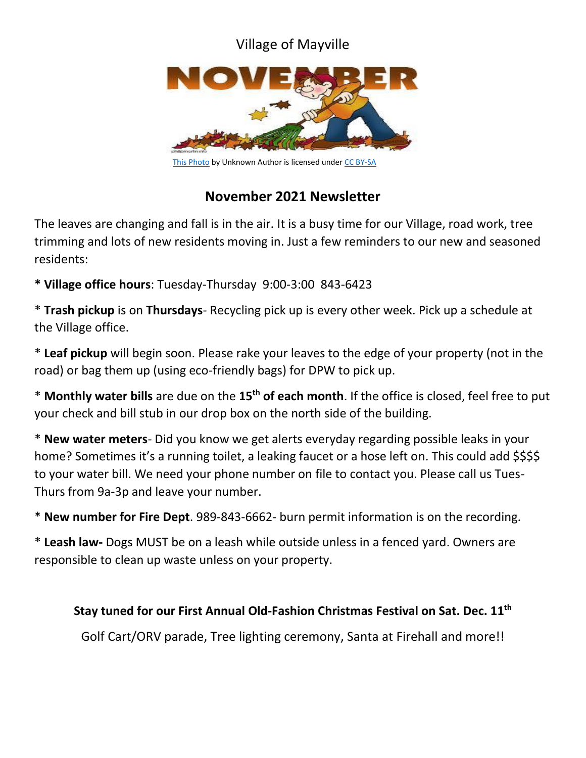Village of Mayville

This Photo by Unknown Author is licensed under CC BY-SA

## November 2021 Newsletter

The leaves are changing and fall is in the air. It is a busy time for our Village, road work, tree trimming and lots of new residents moving in. Just a few reminders to our new and seasoned residents:

**\* Village office hours**: Tuesday-Thursday 9:00-3:00 843-6423

\* **Trash pickup** is on **Thursdays**- Recycling pick up is every other week. Pick up a schedule at the Village office.

\* **Leaf pickup** will begin soon. Please rake your leaves to the edge of your property (not in the road) or bag them up (using eco-friendly bags) for DPW to pick up.

\* **Monthly water bills** are due on the **15th of each month**. If the office is closed, feel free to put your check and bill stub in our drop box on the north side of the building.

\* **New water meters**- Did you know we get alerts everyday regarding possible leaks in your home? Sometimes it's a running toilet, a leaking faucet or a hose left on. This could add $$$$ to your water bill. We need your phone number on file to contact you. Please call us Tues-Thurs from 9a-3p and leave your number.

\* **New number for Fire Dept**. 989-843-6662- burn permit information is on the recording.

\* **Leash law-** Dogs MUST be on a leash while outside unless in a fenced yard. Owners are responsible to clean up waste unless on your property.

**Stay tuned for our First Annual Old-Fashion Christmas Festival on Sat. Dec. 11th**

Golf Cart/ORV parade, Tree lighting ceremony, Santa at Firehall and more!!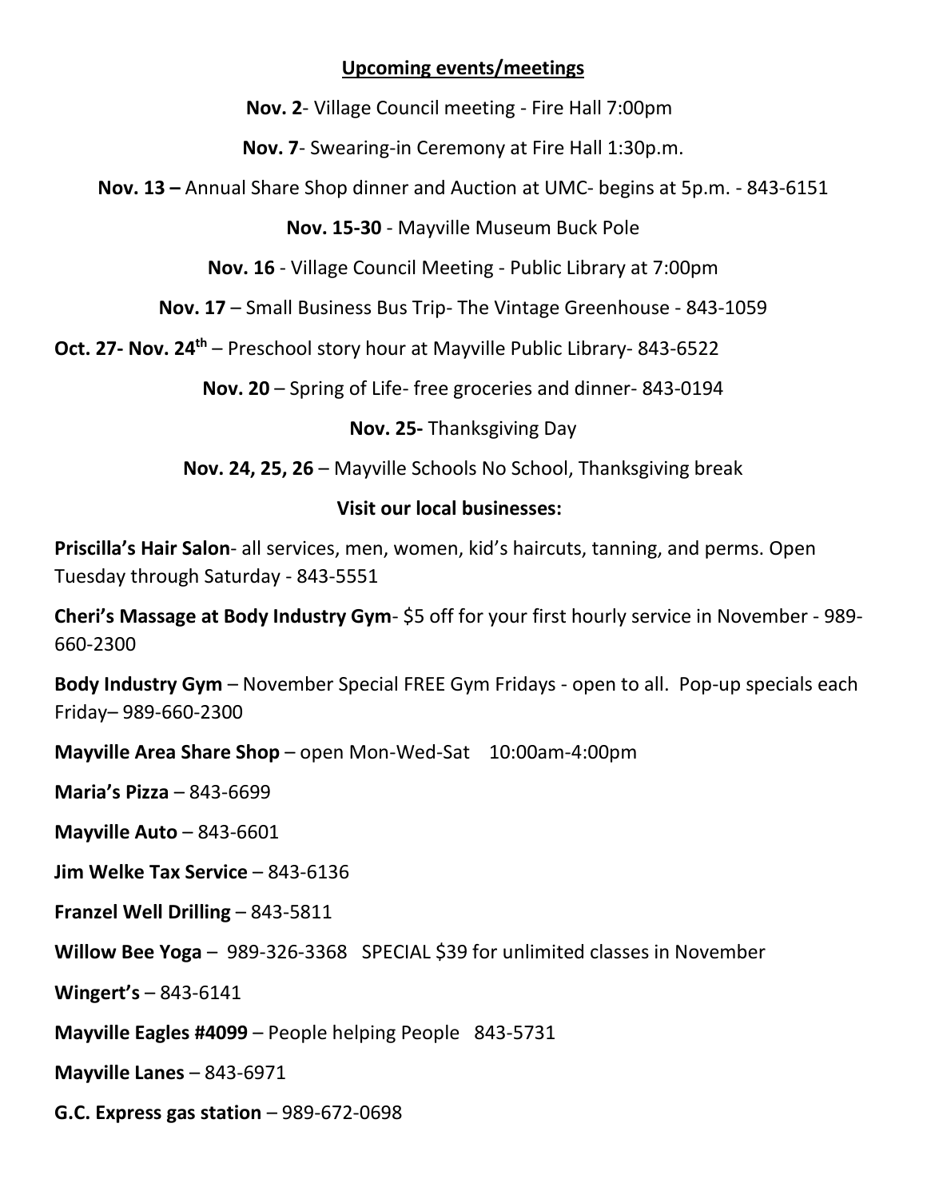## Upcoming events/meetings

**Nov. 2**- Village Council meeting - Fire Hall 7:00pm

**Nov. 7**- Swearing-in Ceremony at Fire Hall 1:30p.m.

**Nov. 13 –** Annual Share Shop dinner and Auction at UMC- begins at 5p.m. - 843-6151

**Nov. 15-30** - Mayville Museum Buck Pole

**Nov. 16** - Village Council Meeting - Public Library at 7:00pm

**Nov. 17** – Small Business Bus Trip- The Vintage Greenhouse - 843-1059

**Oct. 27- Nov. 24th** – Preschool story hour at Mayville Public Library- 843-6522

**Nov. 20** – Spring of Life- free groceries and dinner- 843-0194

**Nov. 25-** Thanksgiving Day

**Nov. 24, 25, 26** – Mayville Schools No School, Thanksgiving break

### Visit our local businesses:

**Priscilla's Hair Salon**- all services, men, women, kid's haircuts, tanning, and perms. Open Tuesday through Saturday - 843-5551

**Cheri's Massage at Body Industry Gym**- $5 off for your first hourly service in November - 989-660-2300

**Body Industry Gym** – November Special FREE Gym Fridays - open to all. Pop-up specials each Friday– 989-660-2300

**Mayville Area Share Shop** – open Mon-Wed-Sat 10:00am-4:00pm

**Maria's Pizza** – 843-6699

**Mayville Auto** – 843-6601

**Jim Welke Tax Service** – 843-6136

**Franzel Well Drilling** – 843-5811

**Willow Bee Yoga** – 989-326-3368 SPECIAL $39 for unlimited classes in November

**Wingert's** – 843-6141

**Mayville Eagles #4099** – People helping People 843-5731

**Mayville Lanes** – 843-6971

**G.C. Express gas station** – 989-672-0698